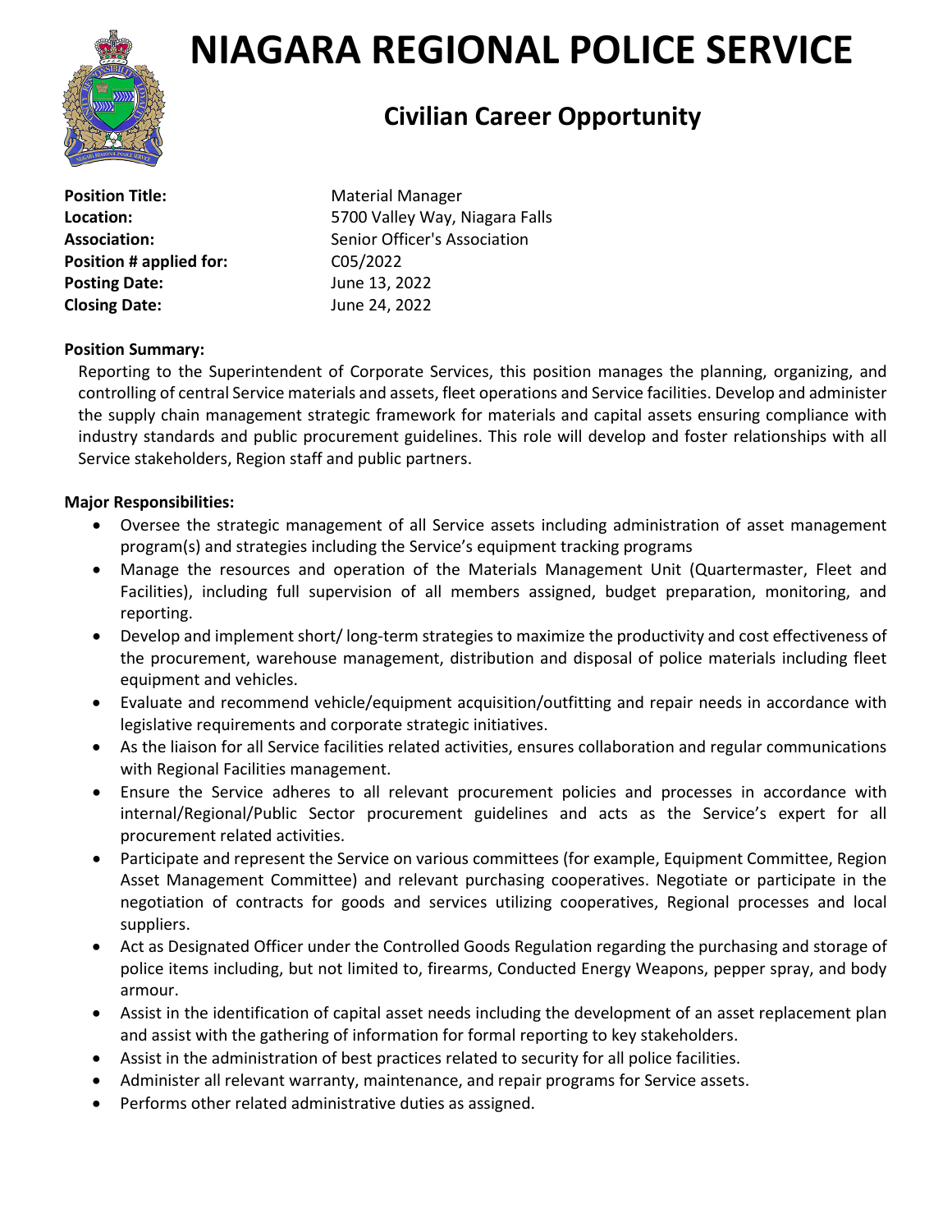# NIAGARA REGIONAL POLICE SERVICE

## Civilian Career Opportunity

**Position Title:** Material Manager
**Location:** 5700 Valley Way, Niagara Falls
**Association:** Senior Officer's Association
**Position # applied for:** C05/2022
**Posting Date:** June 13, 2022
**Closing Date:** June 24, 2022

**Position Summary:**

Reporting to the Superintendent of Corporate Services, this position manages the planning, organizing, and controlling of central Service materials and assets, fleet operations and Service facilities. Develop and administer the supply chain management strategic framework for materials and capital assets ensuring compliance with industry standards and public procurement guidelines. This role will develop and foster relationships with all Service stakeholders, Region staff and public partners.

**Major Responsibilities:**

- Oversee the strategic management of all Service assets including administration of asset management program(s) and strategies including the Service's equipment tracking programs
- Manage the resources and operation of the Materials Management Unit (Quartermaster, Fleet and Facilities), including full supervision of all members assigned, budget preparation, monitoring, and reporting.
- Develop and implement short/ long-term strategies to maximize the productivity and cost effectiveness of the procurement, warehouse management, distribution and disposal of police materials including fleet equipment and vehicles.
- Evaluate and recommend vehicle/equipment acquisition/outfitting and repair needs in accordance with legislative requirements and corporate strategic initiatives.
- As the liaison for all Service facilities related activities, ensures collaboration and regular communications with Regional Facilities management.
- Ensure the Service adheres to all relevant procurement policies and processes in accordance with internal/Regional/Public Sector procurement guidelines and acts as the Service's expert for all procurement related activities.
- Participate and represent the Service on various committees (for example, Equipment Committee, Region Asset Management Committee) and relevant purchasing cooperatives. Negotiate or participate in the negotiation of contracts for goods and services utilizing cooperatives, Regional processes and local suppliers.
- Act as Designated Officer under the Controlled Goods Regulation regarding the purchasing and storage of police items including, but not limited to, firearms, Conducted Energy Weapons, pepper spray, and body armour.
- Assist in the identification of capital asset needs including the development of an asset replacement plan and assist with the gathering of information for formal reporting to key stakeholders.
- Assist in the administration of best practices related to security for all police facilities.
- Administer all relevant warranty, maintenance, and repair programs for Service assets.
- Performs other related administrative duties as assigned.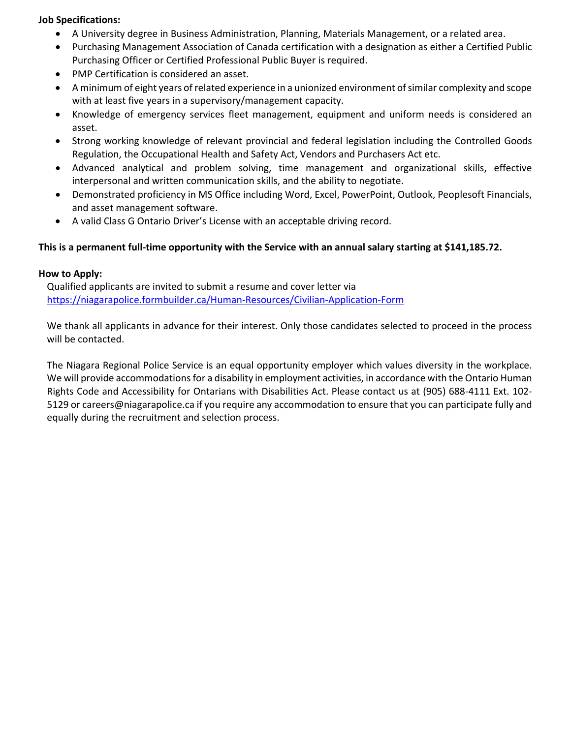**Job Specifications:**

- A University degree in Business Administration, Planning, Materials Management, or a related area.
- Purchasing Management Association of Canada certification with a designation as either a Certified Public Purchasing Officer or Certified Professional Public Buyer is required.
- PMP Certification is considered an asset.
- A minimum of eight years of related experience in a unionized environment of similar complexity and scope with at least five years in a supervisory/management capacity.
- Knowledge of emergency services fleet management, equipment and uniform needs is considered an asset.
- Strong working knowledge of relevant provincial and federal legislation including the Controlled Goods Regulation, the Occupational Health and Safety Act, Vendors and Purchasers Act etc.
- Advanced analytical and problem solving, time management and organizational skills, effective interpersonal and written communication skills, and the ability to negotiate.
- Demonstrated proficiency in MS Office including Word, Excel, PowerPoint, Outlook, Peoplesoft Financials, and asset management software.
- A valid Class G Ontario Driver's License with an acceptable driving record.

**This is a permanent full-time opportunity with the Service with an annual salary starting at $141,185.72.**

**How to Apply:**

Qualified applicants are invited to submit a resume and cover letter via https://niagarapolice.formbuilder.ca/Human-Resources/Civilian-Application-Form

We thank all applicants in advance for their interest. Only those candidates selected to proceed in the process will be contacted.

The Niagara Regional Police Service is an equal opportunity employer which values diversity in the workplace. We will provide accommodations for a disability in employment activities, in accordance with the Ontario Human Rights Code and Accessibility for Ontarians with Disabilities Act. Please contact us at (905) 688-4111 Ext. 102-5129 or careers@niagarapolice.ca if you require any accommodation to ensure that you can participate fully and equally during the recruitment and selection process.